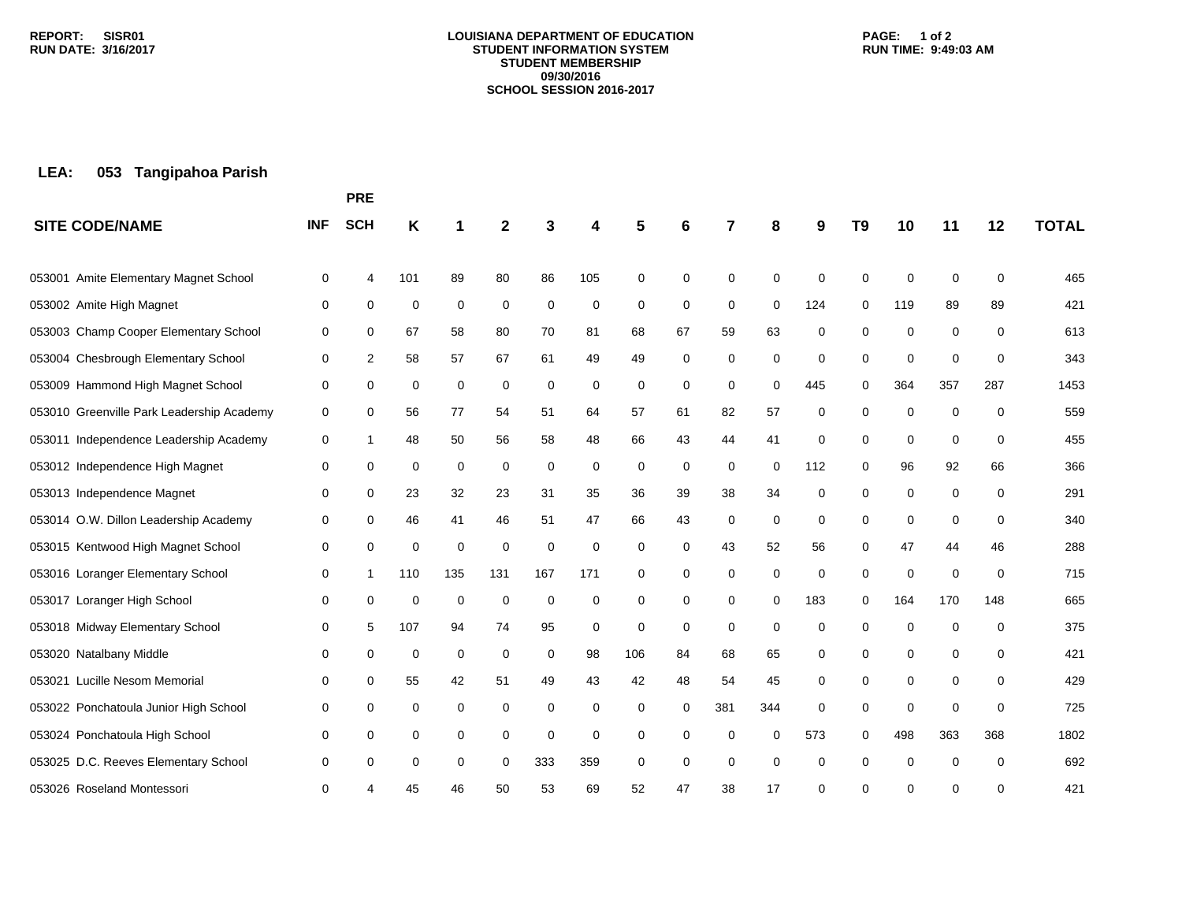REPORT: SISR01
RUN DATE: 3/16/2017

# LOUISIANA DEPARTMENT OF EDUCATION
## STUDENT INFORMATION SYSTEM
## STUDENT MEMBERSHIP
## 09/30/2016
## SCHOOL SESSION 2016-2017

RUN TIME: 9:49:03 AM

**LEA: 053 Tangipahoa Parish**

| SITE CODE/NAME | INF | PRE SCH | K | 1 | 2 | 3 | 4 | 5 | 6 | 7 | 8 | 9 | T9 | 10 | 11 | 12 | TOTAL |
|---|---|---|---|---|---|---|---|---|---|---|---|---|---|---|---|---|---|
| 053001 Amite Elementary Magnet School | 0 | 4 | 101 | 89 | 80 | 86 | 105 | 0 | 0 | 0 | 0 | 0 | 0 | 0 | 0 | 0 | 465 |
| 053002 Amite High Magnet | 0 | 0 | 0 | 0 | 0 | 0 | 0 | 0 | 0 | 0 | 0 | 124 | 0 | 119 | 89 | 89 | 421 |
| 053003 Champ Cooper Elementary School | 0 | 0 | 67 | 58 | 80 | 70 | 81 | 68 | 67 | 59 | 63 | 0 | 0 | 0 | 0 | 0 | 613 |
| 053004 Chesbrough Elementary School | 0 | 2 | 58 | 57 | 67 | 61 | 49 | 49 | 0 | 0 | 0 | 0 | 0 | 0 | 0 | 0 | 343 |
| 053009 Hammond High Magnet School | 0 | 0 | 0 | 0 | 0 | 0 | 0 | 0 | 0 | 0 | 0 | 445 | 0 | 364 | 357 | 287 | 1453 |
| 053010 Greenville Park Leadership Academy | 0 | 0 | 56 | 77 | 54 | 51 | 64 | 57 | 61 | 82 | 57 | 0 | 0 | 0 | 0 | 0 | 559 |
| 053011 Independence Leadership Academy | 0 | 1 | 48 | 50 | 56 | 58 | 48 | 66 | 43 | 44 | 41 | 0 | 0 | 0 | 0 | 0 | 455 |
| 053012 Independence High Magnet | 0 | 0 | 0 | 0 | 0 | 0 | 0 | 0 | 0 | 0 | 0 | 112 | 0 | 96 | 92 | 66 | 366 |
| 053013 Independence Magnet | 0 | 0 | 23 | 32 | 23 | 31 | 35 | 36 | 39 | 38 | 34 | 0 | 0 | 0 | 0 | 0 | 291 |
| 053014 O.W. Dillon Leadership Academy | 0 | 0 | 46 | 41 | 46 | 51 | 47 | 66 | 43 | 0 | 0 | 0 | 0 | 0 | 0 | 0 | 340 |
| 053015 Kentwood High Magnet School | 0 | 0 | 0 | 0 | 0 | 0 | 0 | 0 | 0 | 43 | 52 | 56 | 0 | 47 | 44 | 46 | 288 |
| 053016 Loranger Elementary School | 0 | 1 | 110 | 135 | 131 | 167 | 171 | 0 | 0 | 0 | 0 | 0 | 0 | 0 | 0 | 0 | 715 |
| 053017 Loranger High School | 0 | 0 | 0 | 0 | 0 | 0 | 0 | 0 | 0 | 0 | 0 | 183 | 0 | 164 | 170 | 148 | 665 |
| 053018 Midway Elementary School | 0 | 5 | 107 | 94 | 74 | 95 | 0 | 0 | 0 | 0 | 0 | 0 | 0 | 0 | 0 | 0 | 375 |
| 053020 Natalbany Middle | 0 | 0 | 0 | 0 | 0 | 0 | 98 | 106 | 84 | 68 | 65 | 0 | 0 | 0 | 0 | 0 | 421 |
| 053021 Lucille Nesom Memorial | 0 | 0 | 55 | 42 | 51 | 49 | 43 | 42 | 48 | 54 | 45 | 0 | 0 | 0 | 0 | 0 | 429 |
| 053022 Ponchatoula Junior High School | 0 | 0 | 0 | 0 | 0 | 0 | 0 | 0 | 0 | 381 | 344 | 0 | 0 | 0 | 0 | 0 | 725 |
| 053024 Ponchatoula High School | 0 | 0 | 0 | 0 | 0 | 0 | 0 | 0 | 0 | 0 | 0 | 573 | 0 | 498 | 363 | 368 | 1802 |
| 053025 D.C. Reeves Elementary School | 0 | 0 | 0 | 0 | 0 | 333 | 359 | 0 | 0 | 0 | 0 | 0 | 0 | 0 | 0 | 0 | 692 |
| 053026 Roseland Montessori | 0 | 4 | 45 | 46 | 50 | 53 | 69 | 52 | 47 | 38 | 17 | 0 | 0 | 0 | 0 | 0 | 421 |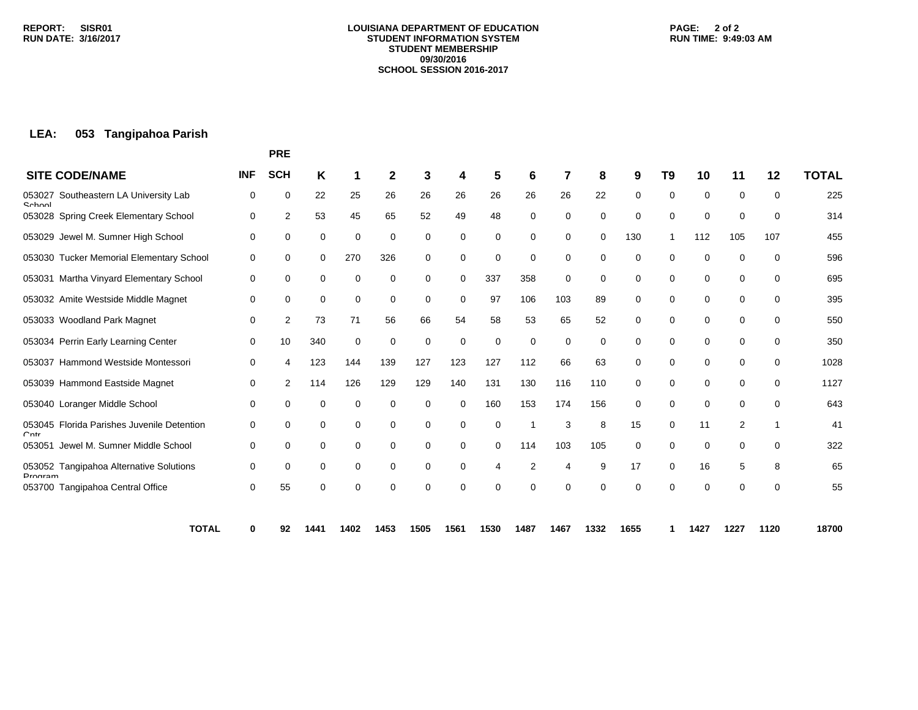**REPORT: SISR01**
**RUN DATE: 3/16/2017**

**LOUISIANA DEPARTMENT OF EDUCATION**
**STUDENT INFORMATION SYSTEM**
**STUDENT MEMBERSHIP**
**09/30/2016**
**SCHOOL SESSION 2016-2017**

**RUN TIME: 9:49:03 AM**

**LEA: 053 Tangipahoa Parish**

| SITE CODE/NAME | INF | PRE SCH | K | 1 | 2 | 3 | 4 | 5 | 6 | 7 | 8 | 9 | T9 | 10 | 11 | 12 | TOTAL |
|---|---|---|---|---|---|---|---|---|---|---|---|---|---|---|---|---|---|
| 053027 Southeastern LA University Lab School | 0 | 0 | 22 | 25 | 26 | 26 | 26 | 26 | 26 | 26 | 22 | 0 | 0 | 0 | 0 | 0 | 225 |
| 053028 Spring Creek Elementary School | 0 | 2 | 53 | 45 | 65 | 52 | 49 | 48 | 0 | 0 | 0 | 0 | 0 | 0 | 0 | 0 | 314 |
| 053029 Jewel M. Sumner High School | 0 | 0 | 0 | 0 | 0 | 0 | 0 | 0 | 0 | 0 | 0 | 130 | 1 | 112 | 105 | 107 | 455 |
| 053030 Tucker Memorial Elementary School | 0 | 0 | 0 | 270 | 326 | 0 | 0 | 0 | 0 | 0 | 0 | 0 | 0 | 0 | 0 | 0 | 596 |
| 053031 Martha Vinyard Elementary School | 0 | 0 | 0 | 0 | 0 | 0 | 0 | 337 | 358 | 0 | 0 | 0 | 0 | 0 | 0 | 0 | 695 |
| 053032 Amite Westside Middle Magnet | 0 | 0 | 0 | 0 | 0 | 0 | 0 | 97 | 106 | 103 | 89 | 0 | 0 | 0 | 0 | 0 | 395 |
| 053033 Woodland Park Magnet | 0 | 2 | 73 | 71 | 56 | 66 | 54 | 58 | 53 | 65 | 52 | 0 | 0 | 0 | 0 | 0 | 550 |
| 053034 Perrin Early Learning Center | 0 | 10 | 340 | 0 | 0 | 0 | 0 | 0 | 0 | 0 | 0 | 0 | 0 | 0 | 0 | 0 | 350 |
| 053037 Hammond Westside Montessori | 0 | 4 | 123 | 144 | 139 | 127 | 123 | 127 | 112 | 66 | 63 | 0 | 0 | 0 | 0 | 0 | 1028 |
| 053039 Hammond Eastside Magnet | 0 | 2 | 114 | 126 | 129 | 129 | 140 | 131 | 130 | 116 | 110 | 0 | 0 | 0 | 0 | 0 | 1127 |
| 053040 Loranger Middle School | 0 | 0 | 0 | 0 | 0 | 0 | 0 | 160 | 153 | 174 | 156 | 0 | 0 | 0 | 0 | 0 | 643 |
| 053045 Florida Parishes Juvenile Detention Cntr | 0 | 0 | 0 | 0 | 0 | 0 | 0 | 0 | 1 | 3 | 8 | 15 | 0 | 11 | 2 | 1 | 41 |
| 053051 Jewel M. Sumner Middle School | 0 | 0 | 0 | 0 | 0 | 0 | 0 | 0 | 114 | 103 | 105 | 0 | 0 | 0 | 0 | 0 | 322 |
| 053052 Tangipahoa Alternative Solutions Program | 0 | 0 | 0 | 0 | 0 | 0 | 0 | 4 | 2 | 4 | 9 | 17 | 0 | 16 | 5 | 8 | 65 |
| 053700 Tangipahoa Central Office | 0 | 55 | 0 | 0 | 0 | 0 | 0 | 0 | 0 | 0 | 0 | 0 | 0 | 0 | 0 | 0 | 55 |
| **TOTAL** | **0** | **92** | **1441** | **1402** | **1453** | **1505** | **1561** | **1530** | **1487** | **1467** | **1332** | **1655** | **1** | **1427** | **1227** | **1120** | **18700** |